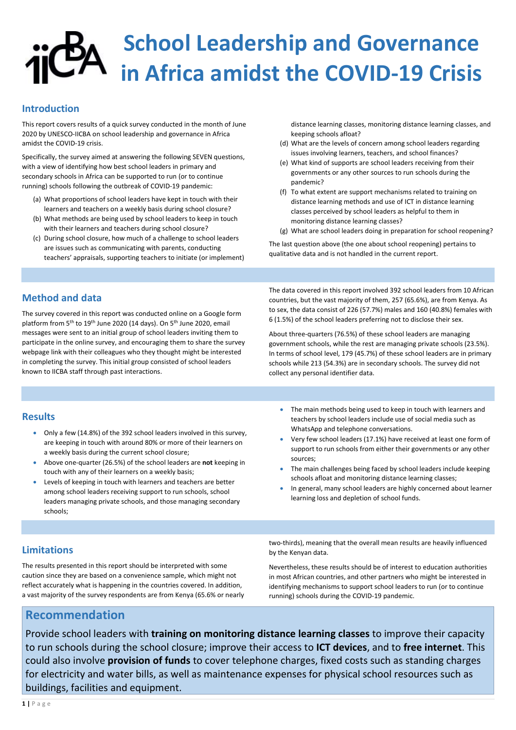# School Leadership and Governance in Africa amidst the COVID-19 Crisis

## Introduction

This report covers results of a quick survey conducted in the month of June 2020 by UNESCO-IICBA on school leadership and governance in Africa amidst the COVID-19 crisis.

Specifically, the survey aimed at answering the following SEVEN questions, with a view of identifying how best school leaders in primary and secondary schools in Africa can be supported to run (or to continue running) schools following the outbreak of COVID-19 pandemic:

(a) What proportions of school leaders have kept in touch with their learners and teachers on a weekly basis during school closure?
(b) What methods are being used by school leaders to keep in touch with their learners and teachers during school closure?
(c) During school closure, how much of a challenge to school leaders are issues such as communicating with parents, conducting teachers' appraisals, supporting teachers to initiate (or implement) distance learning classes, monitoring distance learning classes, and keeping schools afloat?
(d) What are the levels of concern among school leaders regarding issues involving learners, teachers, and school finances?
(e) What kind of supports are school leaders receiving from their governments or any other sources to run schools during the pandemic?
(f) To what extent are support mechanisms related to training on distance learning methods and use of ICT in distance learning classes perceived by school leaders as helpful to them in monitoring distance learning classes?
(g) What are school leaders doing in preparation for school reopening?

The last question above (the one about school reopening) pertains to qualitative data and is not handled in the current report.

## Method and data

The survey covered in this report was conducted online on a Google form platform from 5th to 19th June 2020 (14 days). On 5th June 2020, email messages were sent to an initial group of school leaders inviting them to participate in the online survey, and encouraging them to share the survey webpage link with their colleagues who they thought might be interested in completing the survey. This initial group consisted of school leaders known to IICBA staff through past interactions.

The data covered in this report involved 392 school leaders from 10 African countries, but the vast majority of them, 257 (65.6%), are from Kenya. As to sex, the data consist of 226 (57.7%) males and 160 (40.8%) females with 6 (1.5%) of the school leaders preferring not to disclose their sex.

About three-quarters (76.5%) of these school leaders are managing government schools, while the rest are managing private schools (23.5%). In terms of school level, 179 (45.7%) of these school leaders are in primary schools while 213 (54.3%) are in secondary schools. The survey did not collect any personal identifier data.

## Results

- Only a few (14.8%) of the 392 school leaders involved in this survey, are keeping in touch with around 80% or more of their learners on a weekly basis during the current school closure;
- Above one-quarter (26.5%) of the school leaders are **not** keeping in touch with any of their learners on a weekly basis;
- Levels of keeping in touch with learners and teachers are better among school leaders receiving support to run schools, school leaders managing private schools, and those managing secondary schools;
- The main methods being used to keep in touch with learners and teachers by school leaders include use of social media such as WhatsApp and telephone conversations.
- Very few school leaders (17.1%) have received at least one form of support to run schools from either their governments or any other sources;
- The main challenges being faced by school leaders include keeping schools afloat and monitoring distance learning classes;
- In general, many school leaders are highly concerned about learner learning loss and depletion of school funds.

## Limitations

The results presented in this report should be interpreted with some caution since they are based on a convenience sample, which might not reflect accurately what is happening in the countries covered. In addition, a vast majority of the survey respondents are from Kenya (65.6% or nearly two-thirds), meaning that the overall mean results are heavily influenced by the Kenyan data.

Nevertheless, these results should be of interest to education authorities in most African countries, and other partners who might be interested in identifying mechanisms to support school leaders to run (or to continue running) schools during the COVID-19 pandemic.

## Recommendation

Provide school leaders with **training on monitoring distance learning classes** to improve their capacity to run schools during the school closure; improve their access to **ICT devices**, and to **free internet**. This could also involve **provision of funds** to cover telephone charges, fixed costs such as standing charges for electricity and water bills, as well as maintenance expenses for physical school resources such as buildings, facilities and equipment.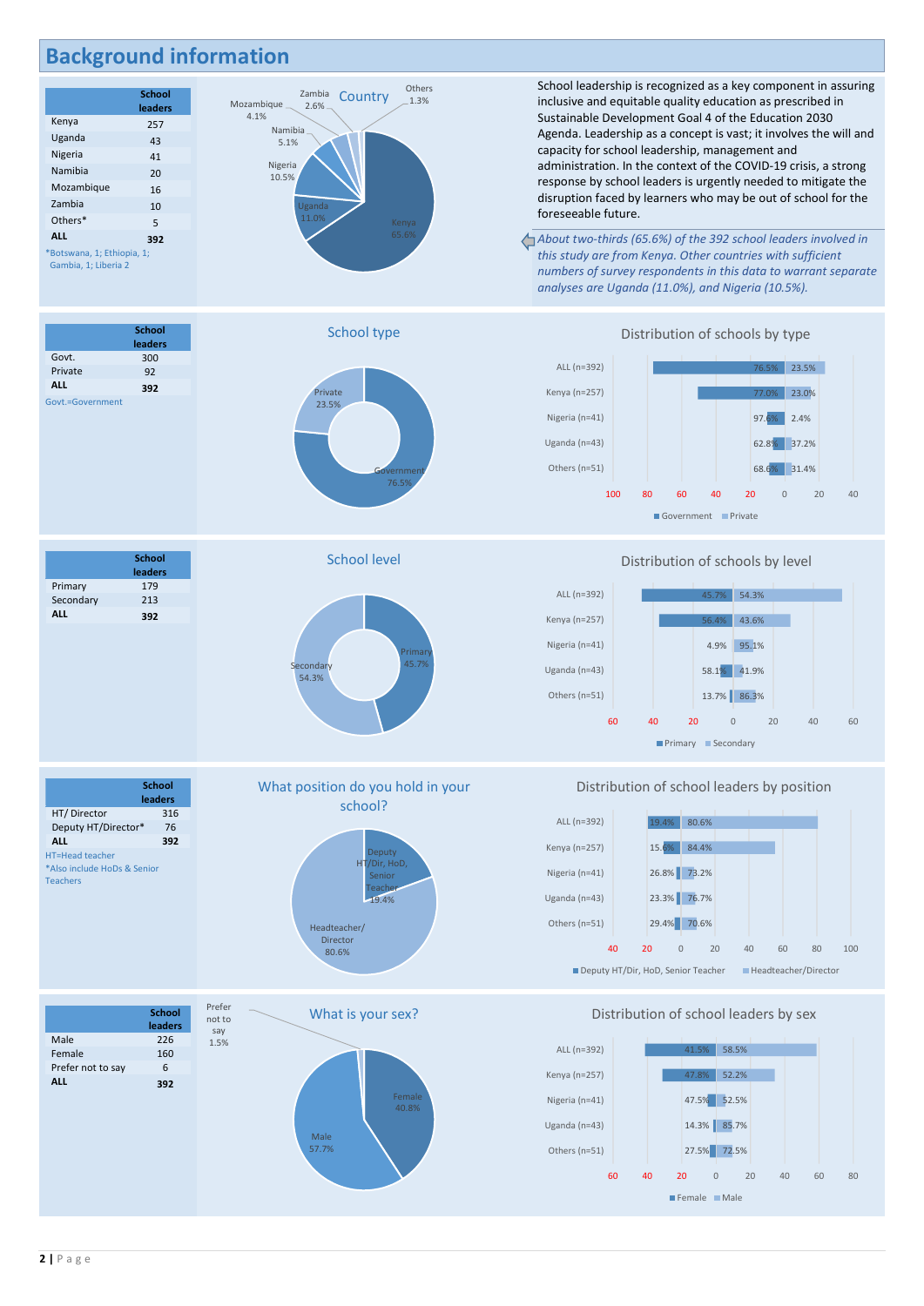# Background information

| | School leaders |
|---|---|
| Kenya | 257 |
| Uganda | 43 |
| Nigeria | 41 |
| Namibia | 20 |
| Mozambique | 16 |
| Zambia | 10 |
| Others* | 5 |
| **ALL** | **392** |

*Botswana, 1; Ethiopia, 1; Gambia, 1; Liberia 2

**Country**

Kenya 65.6%; Uganda 11.0%; Nigeria 10.5%; Namibia 5.1%; Mozambique 4.1%; Zambia 2.6%; Others 1.3%

School leadership is recognized as a key component in assuring inclusive and equitable quality education as prescribed in Sustainable Development Goal 4 of the Education 2030 Agenda. Leadership as a concept is vast; it involves the will and capacity for school leadership, management and administration. In the context of the COVID-19 crisis, a strong response by school leaders is urgently needed to mitigate the disruption faced by learners who may be out of school for the foreseeable future.

*About two-thirds (65.6%) of the 392 school leaders involved in this study are from Kenya. Other countries with sufficient numbers of survey respondents in this data to warrant separate analyses are Uganda (11.0%), and Nigeria (10.5%).*

| | School leaders |
|---|---|
| Govt. | 300 |
| Private | 92 |
| **ALL** | **392** |

Govt.=Government

**School type**

Government 76.5%; Private 23.5%

**Distribution of schools by type**

| | Government | Private |
|---|---|---|
| ALL (n=392) | 76.5% | 23.5% |
| Kenya (n=257) | 77.0% | 23.0% |
| Nigeria (n=41) | 97.6% | 2.4% |
| Uganda (n=43) | 62.8% | 37.2% |
| Others (n=51) | 68.6% | 31.4% |

| | School leaders |
|---|---|
| Primary | 179 |
| Secondary | 213 |
| **ALL** | **392** |

**School level**

Primary 45.7%; Secondary 54.3%

**Distribution of schools by level**

| | Primary | Secondary |
|---|---|---|
| ALL (n=392) | 45.7% | 54.3% |
| Kenya (n=257) | 56.4% | 43.6% |
| Nigeria (n=41) | 4.9% | 95.1% |
| Uganda (n=43) | 58.1% | 41.9% |
| Others (n=51) | 13.7% | 86.3% |

| | School leaders |
|---|---|
| HT/ Director | 316 |
| Deputy HT/Director* | 76 |
| **ALL** | **392** |

HT=Head teacher
*Also include HoDs & Senior Teachers

**What position do you hold in your school?**

Deputy HT/Dir, HoD, Senior Teacher 19.4%; Headteacher/ Director 80.6%

**Distribution of school leaders by position**

| | Deputy HT/Dir, HoD, Senior Teacher | Headteacher/Director |
|---|---|---|
| ALL (n=392) | 19.4% | 80.6% |
| Kenya (n=257) | 15.6% | 84.4% |
| Nigeria (n=41) | 26.8% | 73.2% |
| Uganda (n=43) | 23.3% | 76.7% |
| Others (n=51) | 29.4% | 70.6% |

| | School leaders |
|---|---|
| Male | 226 |
| Female | 160 |
| Prefer not to say | 6 |
| **ALL** | **392** |

**What is your sex?**

Male 57.7%; Female 40.8%; Prefer not to say 1.5%

**Distribution of school leaders by sex**

| | Female | Male |
|---|---|---|
| ALL (n=392) | 41.5% | 58.5% |
| Kenya (n=257) | 47.8% | 52.2% |
| Nigeria (n=41) | 47.5% | 52.5% |
| Uganda (n=43) | 14.3% | 85.7% |
| Others (n=51) | 27.5% | 72.5% |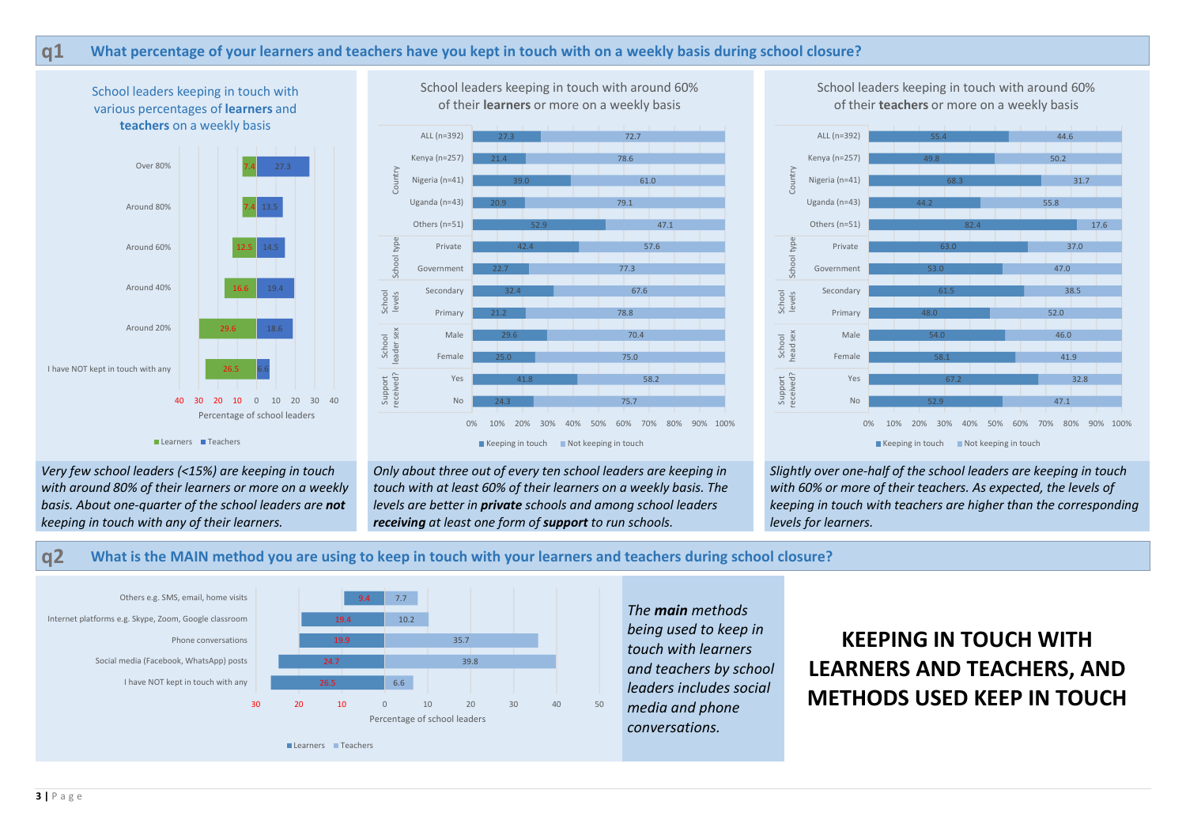## q1 What percentage of your learners and teachers have you kept in touch with on a weekly basis during school closure?

**School leaders keeping in touch with various percentages of learners and teachers on a weekly basis**

| | Learners | Teachers |
|---|---|---|
| Over 80% | 7.4 | 27.3 |
| Around 80% | 7.4 | 13.5 |
| Around 60% | 12.5 | 14.5 |
| Around 40% | 16.6 | 19.4 |
| Around 20% | 29.6 | 18.6 |
| I have NOT kept in touch with any | 26.5 | 6.6 |

Percentage of school leaders

*Very few school leaders (<15%) are keeping in touch with around 80% of their learners or more on a weekly basis. About one-quarter of the school leaders are **not** keeping in touch with any of their learners.*

**School leaders keeping in touch with around 60% of their learners or more on a weekly basis**

| | | Keeping in touch | Not keeping in touch |
|---|---|---|---|
| | ALL (n=392) | 27.3 | 72.7 |
| Country | Kenya (n=257) | 21.4 | 78.6 |
| | Nigeria (n=41) | 39.0 | 61.0 |
| | Uganda (n=43) | 20.9 | 79.1 |
| | Others (n=51) | 52.9 | 47.1 |
| School type | Private | 42.4 | 57.6 |
| | Government | 22.7 | 77.3 |
| School levels | Secondary | 32.4 | 67.6 |
| | Primary | 21.2 | 78.8 |
| School leader sex | Male | 29.6 | 70.4 |
| | Female | 25.0 | 75.0 |
| Support received? | Yes | 41.8 | 58.2 |
| | No | 24.3 | 75.7 |

*Only about three out of every ten school leaders are keeping in touch with at least 60% of their learners on a weekly basis. The levels are better in **private** schools and among school leaders **receiving** at least one form of **support** to run schools.*

**School leaders keeping in touch with around 60% of their teachers or more on a weekly basis**

| | | Keeping in touch | Not keeping in touch |
|---|---|---|---|
| | ALL (n=392) | 55.4 | 44.6 |
| Country | Kenya (n=257) | 49.8 | 50.2 |
| | Nigeria (n=41) | 68.3 | 31.7 |
| | Uganda (n=43) | 44.2 | 55.8 |
| | Others (n=51) | 82.4 | 17.6 |
| School type | Private | 63.0 | 37.0 |
| | Government | 53.0 | 47.0 |
| School levels | Secondary | 61.5 | 38.5 |
| | Primary | 48.0 | 52.0 |
| School head sex | Male | 54.0 | 46.0 |
| | Female | 58.1 | 41.9 |
| Support received? | Yes | 67.2 | 32.8 |
| | No | 52.9 | 47.1 |

*Slightly over one-half of the school leaders are keeping in touch with 60% or more of their teachers. As expected, the levels of keeping in touch with teachers are higher than the corresponding levels for learners.*

## q2 What is the MAIN method you are using to keep in touch with your learners and teachers during school closure?

| | Learners | Teachers |
|---|---|---|
| Others e.g. SMS, email, home visits | 9.4 | 7.7 |
| Internet platforms e.g. Skype, Zoom, Google classroom | 19.4 | 10.2 |
| Phone conversations | 19.9 | 35.7 |
| Social media (Facebook, WhatsApp) posts | 24.7 | 39.8 |
| I have NOT kept in touch with any | 26.5 | 6.6 |

Percentage of school leaders

*The **main** methods being used to keep in touch with learners and teachers by school leaders includes social media and phone conversations.*

**KEEPING IN TOUCH WITH LEARNERS AND TEACHERS, AND METHODS USED KEEP IN TOUCH**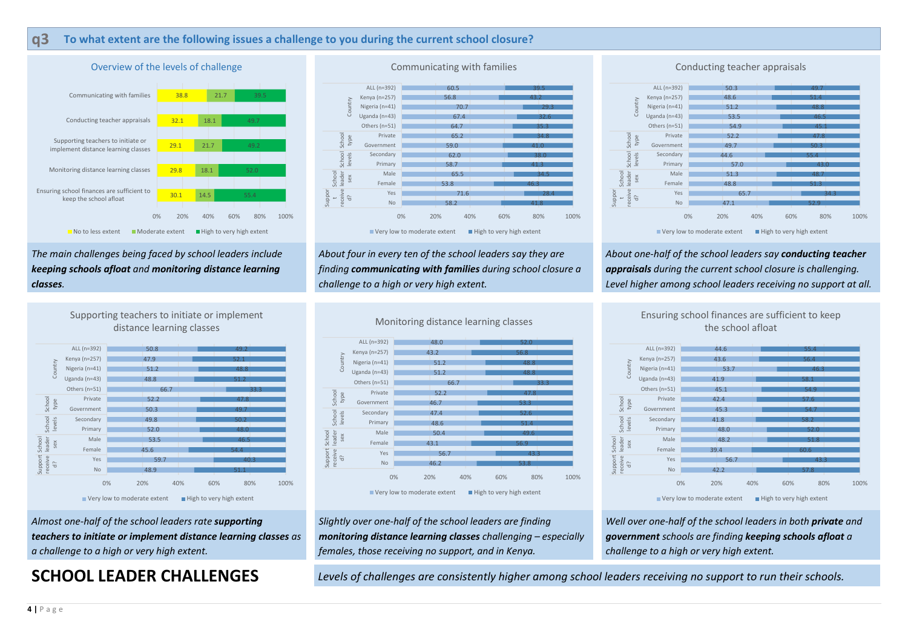## q3 To what extent are the following issues a challenge to you during the current school closure?

### Overview of the levels of challenge

| | No to less extent | Moderate extent | High to very high extent |
|---|---|---|---|
| Communicating with families | 38.8 | 21.7 | 39.5 |
| Conducting teacher appraisals | 32.1 | 18.1 | 49.7 |
| Supporting teachers to initiate or implement distance learning classes | 29.1 | 21.7 | 49.2 |
| Monitoring distance learning classes | 29.8 | 18.1 | 52.0 |
| Ensuring school finances are sufficient to keep the school afloat | 30.1 | 14.5 | 55.4 |

*The main challenges being faced by school leaders include **keeping schools afloat** and **monitoring distance learning classes**.*

### Communicating with families

| | | Very low to moderate extent | High to very high extent |
|---|---|---|---|
| | ALL (n=392) | 60.5 | 39.5 |
| Country | Kenya (n=257) | 56.8 | 43.2 |
| | Nigeria (n=41) | 70.7 | 29.3 |
| | Uganda (n=43) | 67.4 | 32.6 |
| | Others (n=51) | 64.7 | 35.3 |
| School type | Private | 65.2 | 34.8 |
| | Government | 59.0 | 41.0 |
| School levels | Secondary | 62.0 | 38.0 |
| | Primary | 58.7 | 41.3 |
| School leader sex | Male | 65.5 | 34.5 |
| | Female | 53.8 | 46.3 |
| Support received? | Yes | 71.6 | 28.4 |
| | No | 58.2 | 41.8 |

*About four in every ten of the school leaders say they are finding **communicating with families** during school closure a challenge to a high or very high extent.*

### Conducting teacher appraisals

| | | Very low to moderate extent | High to very high extent |
|---|---|---|---|
| | ALL (n=392) | 50.3 | 49.7 |
| Country | Kenya (n=257) | 48.6 | 51.4 |
| | Nigeria (n=41) | 51.2 | 48.8 |
| | Uganda (n=43) | 53.5 | 46.5 |
| | Others (n=51) | 54.9 | 45.1 |
| School type | Private | 52.2 | 47.8 |
| | Government | 49.7 | 50.3 |
| School levels | Secondary | 44.6 | 55.4 |
| | Primary | 57.0 | 43.0 |
| School leader sex | Male | 51.3 | 48.7 |
| | Female | 48.8 | 51.3 |
| Support received? | Yes | 65.7 | 34.3 |
| | No | 47.1 | 52.9 |

*About one-half of the school leaders say **conducting teacher appraisals** during the current school closure is challenging. Level higher among school leaders receiving no support at all.*

### Supporting teachers to initiate or implement distance learning classes

| | | Very low to moderate extent | High to very high extent |
|---|---|---|---|
| | ALL (n=392) | 50.8 | 49.2 |
| Country | Kenya (n=257) | 47.9 | 52.1 |
| | Nigeria (n=41) | 51.2 | 48.8 |
| | Uganda (n=43) | 48.8 | 51.2 |
| | Others (n=51) | 66.7 | 33.3 |
| School type | Private | 52.2 | 47.8 |
| | Government | 50.3 | 49.7 |
| School levels | Secondary | 49.8 | 50.2 |
| | Primary | 52.0 | 48.0 |
| School leader sex | Male | 53.5 | 46.5 |
| | Female | 45.6 | 54.4 |
| Support received? | Yes | 59.7 | 40.3 |
| | No | 48.9 | 51.1 |

*Almost one-half of the school leaders rate **supporting teachers to initiate or implement distance learning classes** as a challenge to a high or very high extent.*

### Monitoring distance learning classes

| | | Very low to moderate extent | High to very high extent |
|---|---|---|---|
| | ALL (n=392) | 48.0 | 52.0 |
| Country | Kenya (n=257) | 43.2 | 56.8 |
| | Nigeria (n=41) | 51.2 | 48.8 |
| | Uganda (n=43) | 51.2 | 48.8 |
| | Others (n=51) | 66.7 | 33.3 |
| School type | Private | 52.2 | 47.8 |
| | Government | 46.7 | 53.3 |
| School levels | Secondary | 47.4 | 52.6 |
| | Primary | 48.6 | 51.4 |
| School leader sex | Male | 50.4 | 49.6 |
| | Female | 43.1 | 56.9 |
| Support received? | Yes | 56.7 | 43.3 |
| | No | 46.2 | 53.8 |

*Slightly over one-half of the school leaders are finding **monitoring distance learning classes** challenging – especially females, those receiving no support, and in Kenya.*

### Ensuring school finances are sufficient to keep the school afloat

| | | Very low to moderate extent | High to very high extent |
|---|---|---|---|
| | ALL (n=392) | 44.6 | 55.4 |
| Country | Kenya (n=257) | 43.6 | 56.4 |
| | Nigeria (n=41) | 53.7 | 46.3 |
| | Uganda (n=43) | 41.9 | 58.1 |
| | Others (n=51) | 45.1 | 54.9 |
| School type | Private | 42.4 | 57.6 |
| | Government | 45.3 | 54.7 |
| School levels | Secondary | 41.8 | 58.2 |
| | Primary | 48.0 | 52.0 |
| School leader sex | Male | 48.2 | 51.8 |
| | Female | 39.4 | 60.6 |
| Support received? | Yes | 56.7 | 43.3 |
| | No | 42.2 | 57.8 |

*Well over one-half of the school leaders in both **private** and **government** schools are finding **keeping schools afloat** a challenge to a high or very high extent.*

## SCHOOL LEADER CHALLENGES

*Levels of challenges are consistently higher among school leaders receiving no support to run their schools.*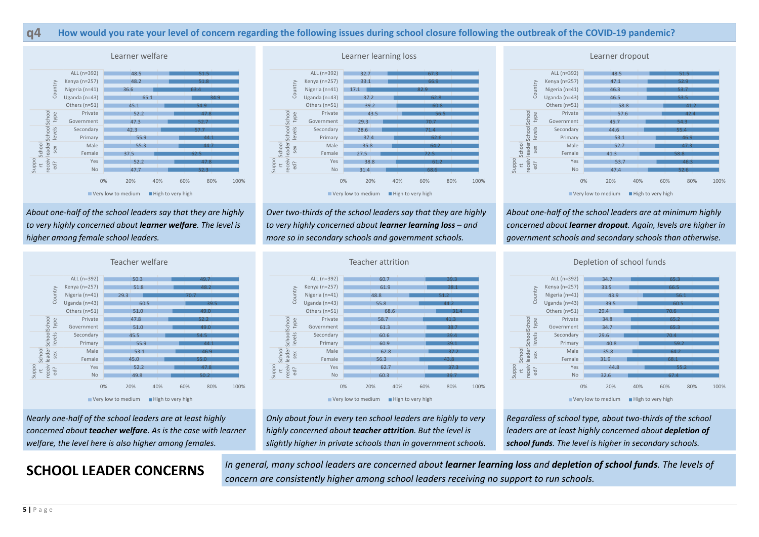## q4 How would you rate your level of concern regarding the following issues during school closure following the outbreak of the COVID-19 pandemic?

### Learner welfare

| Group | Very low to medium | High to very high |
|---|---|---|
| ALL (n=392) | 48.5 | 51.5 |
| Kenya (n=257) | 48.2 | 51.8 |
| Nigeria (n=41) | 36.6 | 63.4 |
| Uganda (n=43) | 65.1 | 34.9 |
| Others (n=51) | 45.1 | 54.9 |
| Private | 52.2 | 47.8 |
| Government | 47.3 | 52.7 |
| Secondary | 42.3 | 57.7 |
| Primary | 55.9 | 44.1 |
| Male | 55.3 | 44.7 |
| Female | 37.5 | 62.5 |
| Support received? Yes | 52.2 | 47.8 |
| Support received? No | 47.7 | 52.3 |

*About one-half of the school leaders say that they are highly to very highly concerned about **learner welfare**. The level is higher among female school leaders.*

### Learner learning loss

| Group | Very low to medium | High to very high |
|---|---|---|
| ALL (n=392) | 32.7 | 67.3 |
| Kenya (n=257) | 33.1 | 66.9 |
| Nigeria (n=41) | 17.1 | 82.9 |
| Uganda (n=43) | 37.2 | 62.8 |
| Others (n=51) | 39.2 | 60.8 |
| Private | 43.5 | 56.5 |
| Government | 29.3 | 70.7 |
| Secondary | 28.6 | 71.4 |
| Primary | 37.4 | 62.6 |
| Male | 35.8 | 64.2 |
| Female | 27.5 | 72.5 |
| Support received? Yes | 38.8 | 61.2 |
| Support received? No | 31.4 | 68.6 |

*Over two-thirds of the school leaders say that they are highly to very highly concerned about **learner learning loss** – and more so in secondary schools and government schools.*

### Learner dropout

| Group | Very low to medium | High to very high |
|---|---|---|
| ALL (n=392) | 48.5 | 51.5 |
| Kenya (n=257) | 47.1 | 52.9 |
| Nigeria (n=41) | 46.3 | 53.7 |
| Uganda (n=43) | 46.5 | 53.5 |
| Others (n=51) | 58.8 | 41.2 |
| Private | 57.6 | 42.4 |
| Government | 45.7 | 54.3 |
| Secondary | 44.6 | 55.4 |
| Primary | 53.1 | 46.9 |
| Male | 52.7 | 47.3 |
| Female | 41.3 | 58.8 |
| Support received? Yes | 53.7 | 46.3 |
| Support received? No | 47.4 | 52.6 |

*About one-half of the school leaders are at minimum highly concerned about **learner dropout**. Again, levels are higher in government schools and secondary schools than otherwise.*

### Teacher welfare

| Group | Very low to medium | High to very high |
|---|---|---|
| ALL (n=392) | 50.3 | 49.7 |
| Kenya (n=257) | 51.8 | 48.2 |
| Nigeria (n=41) | 29.3 | 70.7 |
| Uganda (n=43) | 60.5 | 39.5 |
| Others (n=51) | 51.0 | 49.0 |
| Private | 47.8 | 52.2 |
| Government | 51.0 | 49.0 |
| Secondary | 45.5 | 54.5 |
| Primary | 55.9 | 44.1 |
| Male | 53.1 | 46.9 |
| Female | 45.0 | 55.0 |
| Support received? Yes | 52.2 | 47.8 |
| Support received? No | 49.8 | 50.2 |

*Nearly one-half of the school leaders are at least highly concerned about **teacher welfare**. As is the case with learner welfare, the level here is also higher among females.*

### Teacher attrition

| Group | Very low to medium | High to very high |
|---|---|---|
| ALL (n=392) | 60.7 | 39.3 |
| Kenya (n=257) | 61.9 | 38.1 |
| Nigeria (n=41) | 48.8 | 51.2 |
| Uganda (n=43) | 55.8 | 44.2 |
| Others (n=51) | 68.6 | 31.4 |
| Private | 58.7 | 41.3 |
| Government | 61.3 | 38.7 |
| Secondary | 60.6 | 39.4 |
| Primary | 60.9 | 39.1 |
| Male | 62.8 | 37.2 |
| Female | 56.3 | 43.8 |
| Support received? Yes | 62.7 | 37.3 |
| Support received? No | 60.3 | 39.7 |

*Only about four in every ten school leaders are highly to very highly concerned about **teacher attrition**. But the level is slightly higher in private schools than in government schools.*

### Depletion of school funds

| Group | Very low to medium | High to very high |
|---|---|---|
| ALL (n=392) | 34.7 | 65.3 |
| Kenya (n=257) | 33.5 | 66.5 |
| Nigeria (n=41) | 43.9 | 56.1 |
| Uganda (n=43) | 39.5 | 60.5 |
| Others (n=51) | 29.4 | 70.6 |
| Private | 34.8 | 65.2 |
| Government | 34.7 | 65.3 |
| Secondary | 29.6 | 70.4 |
| Primary | 40.8 | 59.2 |
| Male | 35.8 | 64.2 |
| Female | 31.9 | 68.1 |
| Support received? Yes | 44.8 | 55.2 |
| Support received? No | 32.6 | 67.4 |

*Regardless of school type, about two-thirds of the school leaders are at least highly concerned about **depletion of school funds**. The level is higher in secondary schools.*

## SCHOOL LEADER CONCERNS

*In general, many school leaders are concerned about **learner learning loss** and **depletion of school funds**. The levels of concern are consistently higher among school leaders receiving no support to run schools.*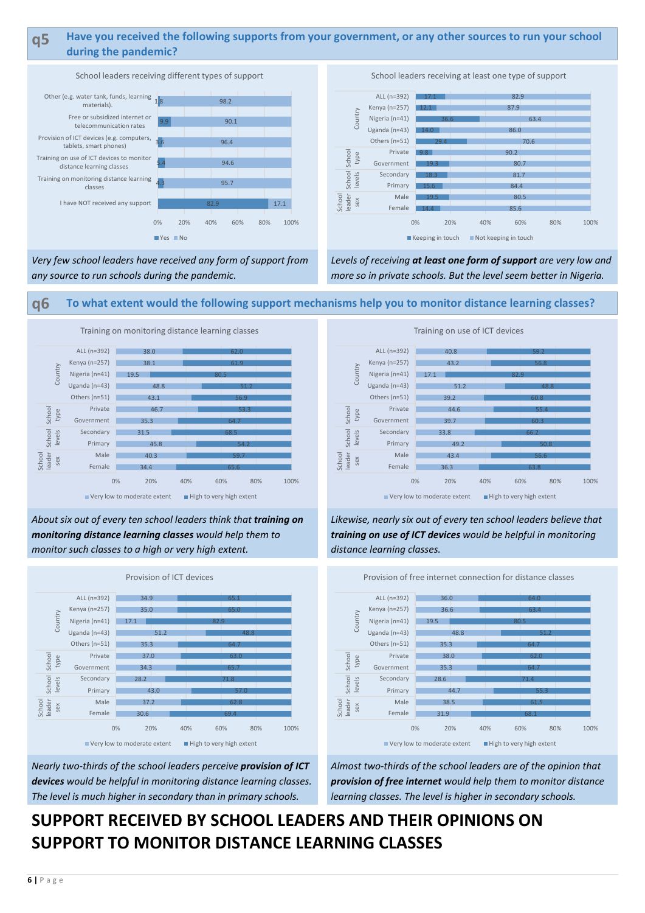## q5 Have you received the following supports from your government, or any other sources to run your school during the pandemic?

**School leaders receiving different types of support**

| Type of support | Yes | No |
|---|---|---|
| Other (e.g. water tank, funds, learning materials). | 1.8 | 98.2 |
| Free or subsidized internet or telecommunication rates | 9.9 | 90.1 |
| Provision of ICT devices (e.g. computers, tablets, smart phones) | 3.6 | 96.4 |
| Training on use of ICT devices to monitor distance learning classes | 5.4 | 94.6 |
| Training on monitoring distance learning classes | 4.3 | 95.7 |
| I have NOT received any support | 82.9 | 17.1 |

*Very few school leaders have received any form of support from any source to run schools during the pandemic.*

**School leaders receiving at least one type of support**

| Group | Category | Keeping in touch | Not keeping in touch |
|---|---|---|---|
| Country | ALL (n=392) | 17.1 | 82.9 |
| | Kenya (n=257) | 12.1 | 87.9 |
| | Nigeria (n=41) | 36.6 | 63.4 |
| | Uganda (n=43) | 14.0 | 86.0 |
| | Others (n=51) | 29.4 | 70.6 |
| School type | Private | 9.8 | 90.2 |
| | Government | 19.3 | 80.7 |
| School levels | Secondary | 18.3 | 81.7 |
| | Primary | 15.6 | 84.4 |
| School leader sex | Male | 19.5 | 80.5 |
| | Female | 14.4 | 85.6 |

*Levels of receiving **at least one form of support** are very low and more so in private schools. But the level seem better in Nigeria.*

## q6 To what extent would the following support mechanisms help you to monitor distance learning classes?

**Training on monitoring distance learning classes**

| Group | Category | Very low to moderate extent | High to very high extent |
|---|---|---|---|
| Country | ALL (n=392) | 38.0 | 62.0 |
| | Kenya (n=257) | 38.1 | 61.9 |
| | Nigeria (n=41) | 19.5 | 80.5 |
| | Uganda (n=43) | 48.8 | 51.2 |
| | Others (n=51) | 43.1 | 56.9 |
| School type | Private | 46.7 | 53.3 |
| | Government | 35.3 | 64.7 |
| School levels | Secondary | 31.5 | 68.5 |
| | Primary | 45.8 | 54.2 |
| School leader sex | Male | 40.3 | 59.7 |
| | Female | 34.4 | 65.6 |

*About six out of every ten school leaders think that **training on monitoring distance learning classes** would help them to monitor such classes to a high or very high extent.*

**Training on use of ICT devices**

| Group | Category | Very low to moderate extent | High to very high extent |
|---|---|---|---|
| Country | ALL (n=392) | 40.8 | 59.2 |
| | Kenya (n=257) | 43.2 | 56.8 |
| | Nigeria (n=41) | 17.1 | 82.9 |
| | Uganda (n=43) | 51.2 | 48.8 |
| | Others (n=51) | 39.2 | 60.8 |
| School type | Private | 44.6 | 55.4 |
| | Government | 39.7 | 60.3 |
| School levels | Secondary | 33.8 | 66.2 |
| | Primary | 49.2 | 50.8 |
| School leader sex | Male | 43.4 | 56.6 |
| | Female | 36.3 | 63.8 |

*Likewise, nearly six out of every ten school leaders believe that **training on use of ICT devices** would be helpful in monitoring distance learning classes.*

**Provision of ICT devices**

| Group | Category | Very low to moderate extent | High to very high extent |
|---|---|---|---|
| Country | ALL (n=392) | 34.9 | 65.1 |
| | Kenya (n=257) | 35.0 | 65.0 |
| | Nigeria (n=41) | 17.1 | 82.9 |
| | Uganda (n=43) | 51.2 | 48.8 |
| | Others (n=51) | 35.3 | 64.7 |
| School type | Private | 37.0 | 63.0 |
| | Government | 34.3 | 65.7 |
| School levels | Secondary | 28.2 | 71.8 |
| | Primary | 43.0 | 57.0 |
| School leader sex | Male | 37.2 | 62.8 |
| | Female | 30.6 | 69.4 |

*Nearly two-thirds of the school leaders perceive **provision of ICT devices** would be helpful in monitoring distance learning classes. The level is much higher in secondary than in primary schools.*

**Provision of free internet connection for distance classes**

| Group | Category | Very low to moderate extent | High to very high extent |
|---|---|---|---|
| Country | ALL (n=392) | 36.0 | 64.0 |
| | Kenya (n=257) | 36.6 | 63.4 |
| | Nigeria (n=41) | 19.5 | 80.5 |
| | Uganda (n=43) | 48.8 | 51.2 |
| | Others (n=51) | 35.3 | 64.7 |
| School type | Private | 38.0 | 62.0 |
| | Government | 35.3 | 64.7 |
| School levels | Secondary | 28.6 | 71.4 |
| | Primary | 44.7 | 55.3 |
| School leader sex | Male | 38.5 | 61.5 |
| | Female | 31.9 | 68.1 |

*Almost two-thirds of the school leaders are of the opinion that **provision of free internet** would help them to monitor distance learning classes. The level is higher in secondary schools.*

# SUPPORT RECEIVED BY SCHOOL LEADERS AND THEIR OPINIONS ON SUPPORT TO MONITOR DISTANCE LEARNING CLASSES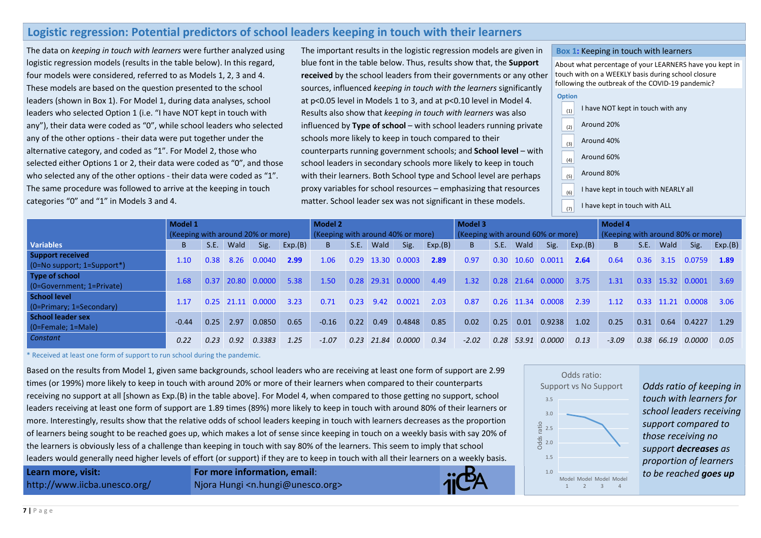## Logistic regression: Potential predictors of school leaders keeping in touch with their learners

The data on *keeping in touch with learners* were further analyzed using logistic regression models (results in the table below). In this regard, four models were considered, referred to as Models 1, 2, 3 and 4. These models are based on the question presented to the school leaders (shown in Box 1). For Model 1, during data analyses, school leaders who selected Option 1 (i.e. "I have NOT kept in touch with any"), their data were coded as "0", while school leaders who selected any of the other options - their data were put together under the alternative category, and coded as "1". For Model 2, those who selected either Options 1 or 2, their data were coded as "0", and those who selected any of the other options - their data were coded as "1". The same procedure was followed to arrive at the keeping in touch categories "0" and "1" in Models 3 and 4.

The important results in the logistic regression models are given in blue font in the table below. Thus, results show that, the **Support received** by the school leaders from their governments or any other sources, influenced *keeping in touch with the learners* significantly at $p<0.05$ level in Models 1 to 3, and at $p<0.10$ level in Model 4. Results also show that *keeping in touch with learners* was also influenced by **Type of school** – with school leaders running private schools more likely to keep in touch compared to their counterparts running government schools; and **School level** – with school leaders in secondary schools more likely to keep in touch with their learners. Both School type and School level are perhaps proxy variables for school resources – emphasizing that resources matter. School leader sex was not significant in these models.

**Box 1: Keeping in touch with learners**

About what percentage of your LEARNERS have you kept in touch with on a WEEKLY basis during school closure following the outbreak of the COVID-19 pandemic?

Option

- (1) I have NOT kept in touch with any
- (2) Around 20%
- (3) Around 40%
- (4) Around 60%
- (5) Around 80%
- (6) I have kept in touch with NEARLY all
- (7) I have kept in touch with ALL

| | Model 1 (Keeping with around 20% or more) | | | | | Model 2 (Keeping with around 40% or more) | | | | | Model 3 (Keeping with around 60% or more) | | | | | Model 4 (Keeping with around 80% or more) | | | | |
|---|---|---|---|---|---|---|---|---|---|---|---|---|---|---|---|---|---|---|---|---|
| **Variables** | B | S.E. | Wald | Sig. | Exp.(B) | B | S.E. | Wald | Sig. | Exp.(B) | B | S.E. | Wald | Sig. | Exp.(B) | B | S.E. | Wald | Sig. | Exp.(B) |
| **Support received** (0=No support; 1=Support*) | 1.10 | 0.38 | 8.26 | 0.0040 | **2.99** | 1.06 | 0.29 | 13.30 | 0.0003 | **2.89** | 0.97 | 0.30 | 10.60 | 0.0011 | **2.64** | 0.64 | 0.36 | 3.15 | 0.0759 | **1.89** |
| **Type of school** (0=Government; 1=Private) | 1.68 | 0.37 | 20.80 | 0.0000 | 5.38 | 1.50 | 0.28 | 29.31 | 0.0000 | 4.49 | 1.32 | 0.28 | 21.64 | 0.0000 | 3.75 | 1.31 | 0.33 | 15.32 | 0.0001 | 3.69 |
| **School level** (0=Primary; 1=Secondary) | 1.17 | 0.25 | 21.11 | 0.0000 | 3.23 | 0.71 | 0.23 | 9.42 | 0.0021 | 2.03 | 0.87 | 0.26 | 11.34 | 0.0008 | 2.39 | 1.12 | 0.33 | 11.21 | 0.0008 | 3.06 |
| **School leader sex** (0=Female; 1=Male) | -0.44 | 0.25 | 2.97 | 0.0850 | 0.65 | -0.16 | 0.22 | 0.49 | 0.4848 | 0.85 | 0.02 | 0.25 | 0.01 | 0.9238 | 1.02 | 0.25 | 0.31 | 0.64 | 0.4227 | 1.29 |
| *Constant* | *0.22* | *0.23* | *0.92* | *0.3383* | *1.25* | *-1.07* | *0.23* | *21.84* | *0.0000* | *0.34* | *-2.02* | *0.28* | *53.91* | *0.0000* | *0.13* | *-3.09* | *0.38* | *66.19* | *0.0000* | *0.05* |

\* Received at least one form of support to run school during the pandemic.

Based on the results from Model 1, given same backgrounds, school leaders who are receiving at least one form of support are 2.99 times (or 199%) more likely to keep in touch with around 20% or more of their learners when compared to their counterparts receiving no support at all [shown as Exp.(B) in the table above]. For Model 4, when compared to those getting no support, school leaders receiving at least one form of support are 1.89 times (89%) more likely to keep in touch with around 80% of their learners or more. Interestingly, results show that the relative odds of school leaders keeping in touch with learners decreases as the proportion of learners being sought to be reached goes up, which makes a lot of sense since keeping in touch on a weekly basis with say 20% of the learners is obviously less of a challenge than keeping in touch with say 80% of the learners. This seem to imply that school leaders would generally need higher levels of effort (or support) if they are to keep in touch with all their learners on a weekly basis.

Odds ratio:
Support vs No Support
3.5
3.0
2.5
2.0
1.5
1.0
Odds ratio
Model 1
Model 2
Model 3
Model 4

*Odds ratio of keeping in touch with learners for school leaders receiving support compared to those receiving no support* ***decreases*** *as proportion of learners to be reached* ***goes up***

**Learn more, visit:** http://www.iicba.unesco.org/

**For more information, email**: Njora Hungi <n.hungi@unesco.org>